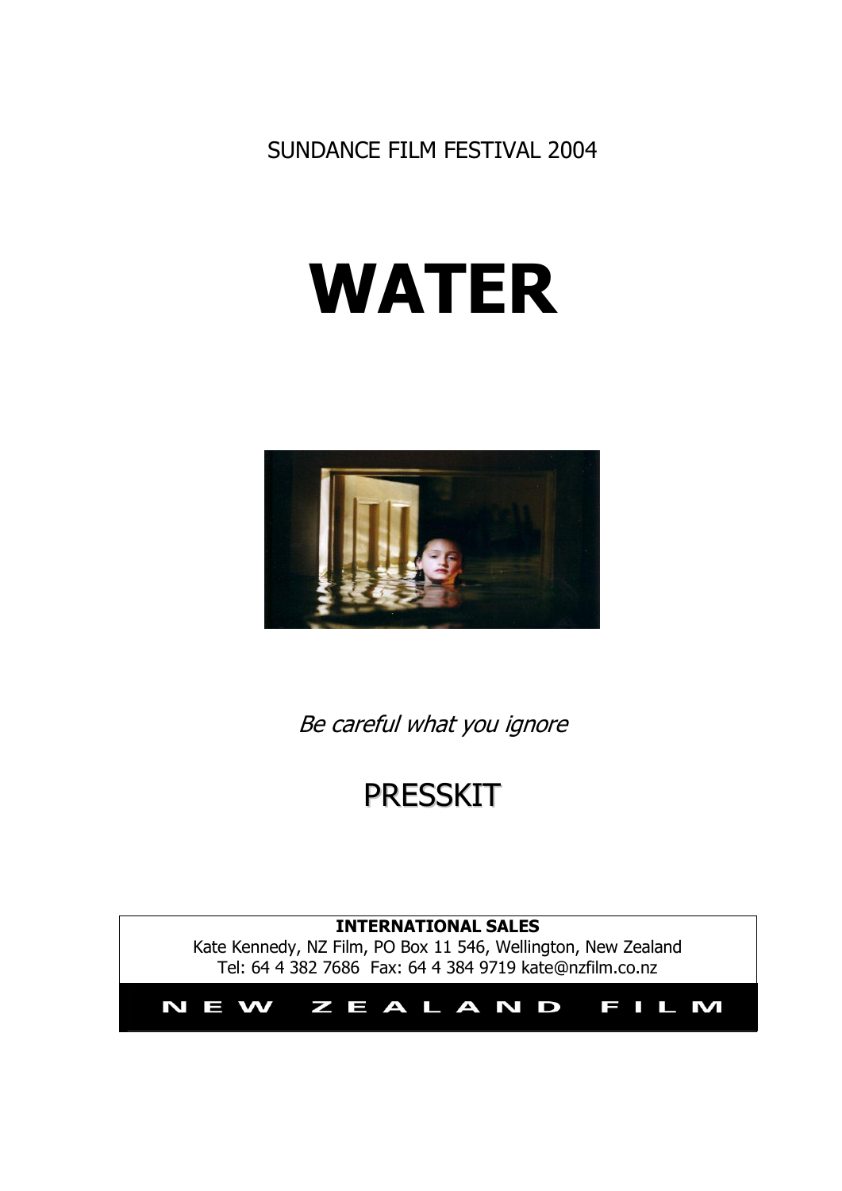SUNDANCE FILM FESTIVAL 2004

# WATER

*Be careful what you ignore*

## PRESSKIT

**INTERNATIONAL SALES**
Kate Kennedy, NZ Film, PO Box 11 546, Wellington, New Zealand
Tel: 64 4 382 7686 Fax: 64 4 384 9719 kate@nzfilm.co.nz

NEW ZEALAND FILM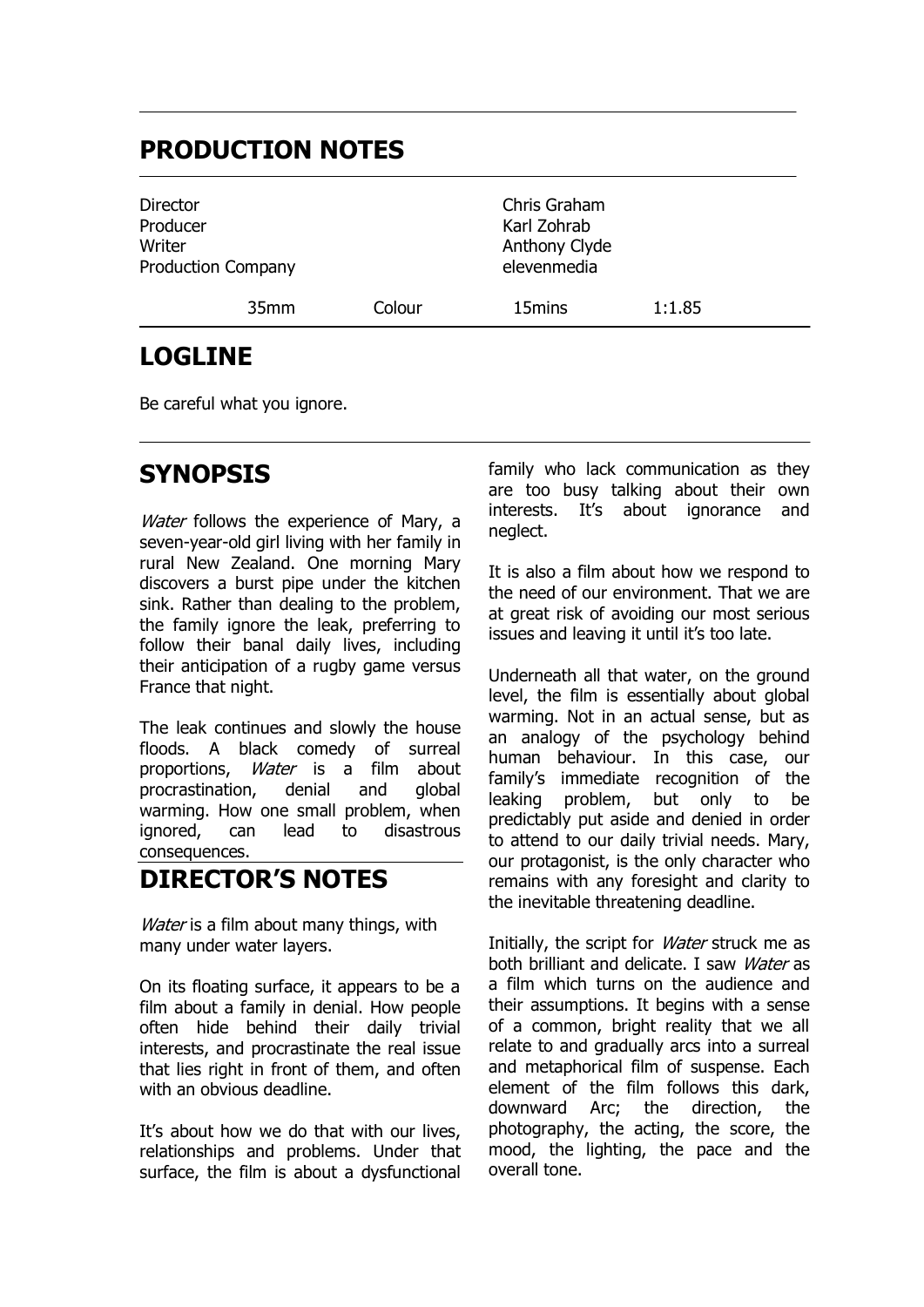## PRODUCTION NOTES

| | |
|---|---|
| Director | Chris Graham |
| Producer | Karl Zohrab |
| Writer | Anthony Clyde |
| Production Company | elevenmedia |

| | | | |
|---|---|---|---|
| 35mm | Colour | 15mins | 1:1.85 |

## LOGLINE

Be careful what you ignore.

## SYNOPSIS

*Water* follows the experience of Mary, a seven-year-old girl living with her family in rural New Zealand. One morning Mary discovers a burst pipe under the kitchen sink. Rather than dealing to the problem, the family ignore the leak, preferring to follow their banal daily lives, including their anticipation of a rugby game versus France that night.

The leak continues and slowly the house floods. A black comedy of surreal proportions, *Water* is a film about procrastination, denial and global warming. How one small problem, when ignored, can lead to disastrous consequences.

## DIRECTOR'S NOTES

*Water* is a film about many things, with many under water layers.

On its floating surface, it appears to be a film about a family in denial. How people often hide behind their daily trivial interests, and procrastinate the real issue that lies right in front of them, and often with an obvious deadline.

It's about how we do that with our lives, relationships and problems. Under that surface, the film is about a dysfunctional family who lack communication as they are too busy talking about their own interests. It's about ignorance and neglect.

It is also a film about how we respond to the need of our environment. That we are at great risk of avoiding our most serious issues and leaving it until it's too late.

Underneath all that water, on the ground level, the film is essentially about global warming. Not in an actual sense, but as an analogy of the psychology behind human behaviour. In this case, our family's immediate recognition of the leaking problem, but only to be predictably put aside and denied in order to attend to our daily trivial needs. Mary, our protagonist, is the only character who remains with any foresight and clarity to the inevitable threatening deadline.

Initially, the script for *Water* struck me as both brilliant and delicate. I saw *Water* as a film which turns on the audience and their assumptions. It begins with a sense of a common, bright reality that we all relate to and gradually arcs into a surreal and metaphorical film of suspense. Each element of the film follows this dark, downward Arc; the direction, the photography, the acting, the score, the mood, the lighting, the pace and the overall tone.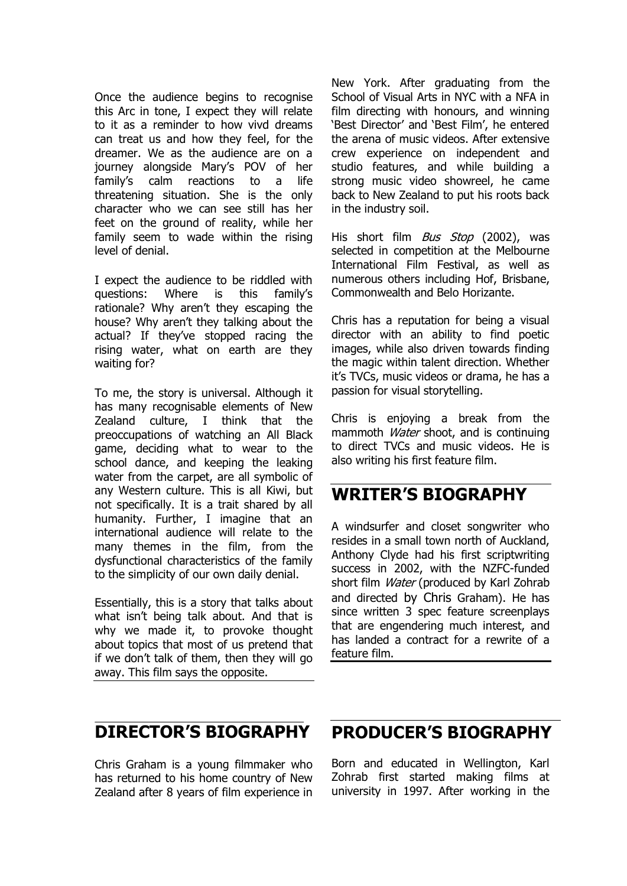Once the audience begins to recognise this Arc in tone, I expect they will relate to it as a reminder to how vivd dreams can treat us and how they feel, for the dreamer. We as the audience are on a journey alongside Mary's POV of her family's calm reactions to a life threatening situation. She is the only character who we can see still has her feet on the ground of reality, while her family seem to wade within the rising level of denial.

I expect the audience to be riddled with questions: Where is this family's rationale? Why aren't they escaping the house? Why aren't they talking about the actual? If they've stopped racing the rising water, what on earth are they waiting for?

To me, the story is universal. Although it has many recognisable elements of New Zealand culture, I think that the preoccupations of watching an All Black game, deciding what to wear to the school dance, and keeping the leaking water from the carpet, are all symbolic of any Western culture. This is all Kiwi, but not specifically. It is a trait shared by all humanity. Further, I imagine that an international audience will relate to the many themes in the film, from the dysfunctional characteristics of the family to the simplicity of our own daily denial.

Essentially, this is a story that talks about what isn't being talk about. And that is why we made it, to provoke thought about topics that most of us pretend that if we don't talk of them, then they will go away. This film says the opposite.

## DIRECTOR'S BIOGRAPHY

Chris Graham is a young filmmaker who has returned to his home country of New Zealand after 8 years of film experience in New York. After graduating from the School of Visual Arts in NYC with a NFA in film directing with honours, and winning 'Best Director' and 'Best Film', he entered the arena of music videos. After extensive crew experience on independent and studio features, and while building a strong music video showreel, he came back to New Zealand to put his roots back in the industry soil.

His short film *Bus Stop* (2002), was selected in competition at the Melbourne International Film Festival, as well as numerous others including Hof, Brisbane, Commonwealth and Belo Horizante.

Chris has a reputation for being a visual director with an ability to find poetic images, while also driven towards finding the magic within talent direction. Whether it's TVCs, music videos or drama, he has a passion for visual storytelling.

Chris is enjoying a break from the mammoth *Water* shoot, and is continuing to direct TVCs and music videos. He is also writing his first feature film.

## WRITER'S BIOGRAPHY

A windsurfer and closet songwriter who resides in a small town north of Auckland, Anthony Clyde had his first scriptwriting success in 2002, with the NZFC-funded short film *Water* (produced by Karl Zohrab and directed by Chris Graham). He has since written 3 spec feature screenplays that are engendering much interest, and has landed a contract for a rewrite of a feature film.

## PRODUCER'S BIOGRAPHY

Born and educated in Wellington, Karl Zohrab first started making films at university in 1997. After working in the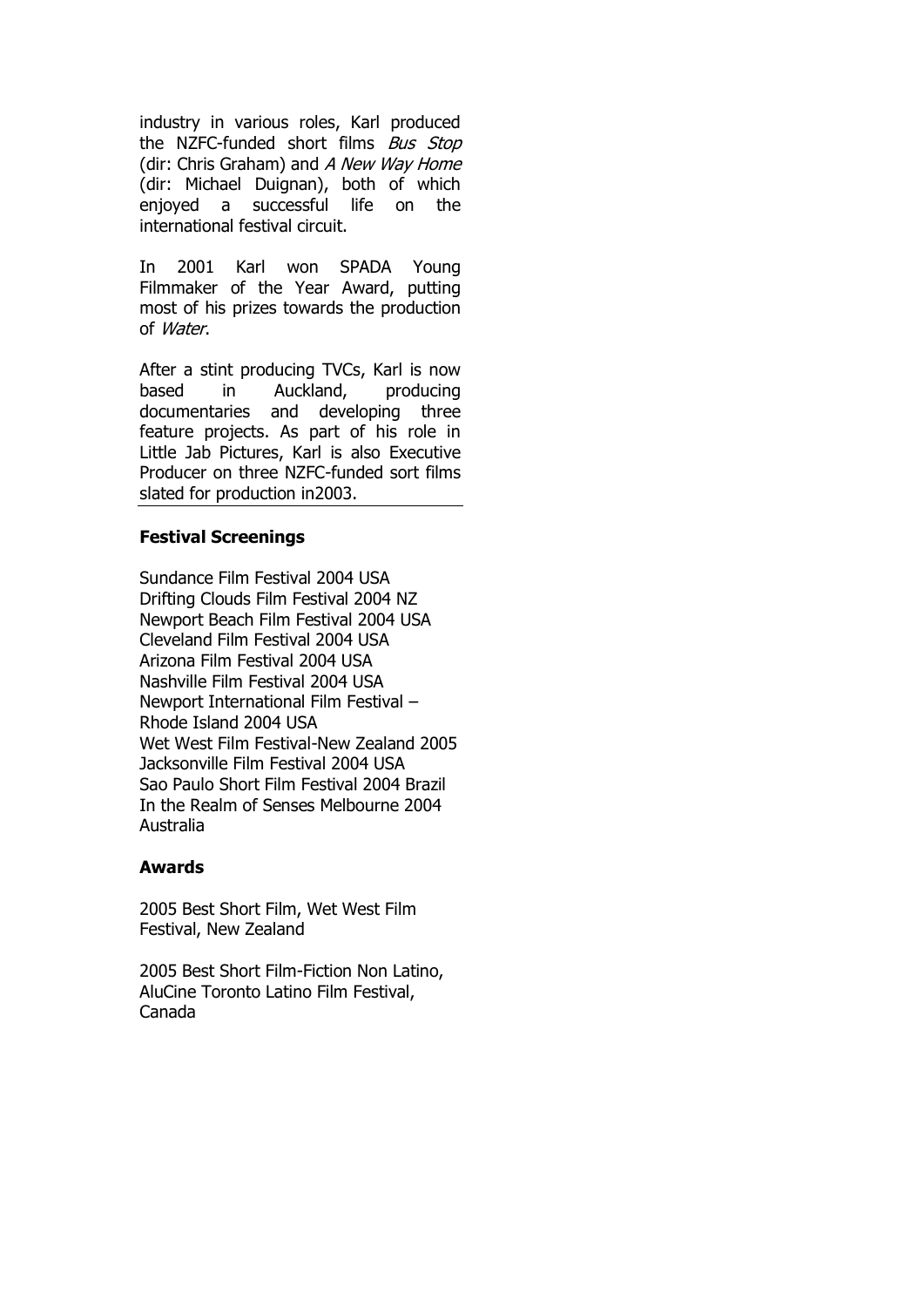industry in various roles, Karl produced the NZFC-funded short films *Bus Stop* (dir: Chris Graham) and *A New Way Home* (dir: Michael Duignan), both of which enjoyed a successful life on the international festival circuit.

In 2001 Karl won SPADA Young Filmmaker of the Year Award, putting most of his prizes towards the production of *Water*.

After a stint producing TVCs, Karl is now based in Auckland, producing documentaries and developing three feature projects. As part of his role in Little Jab Pictures, Karl is also Executive Producer on three NZFC-funded sort films slated for production in2003.

---

**Festival Screenings**

Sundance Film Festival 2004 USA
Drifting Clouds Film Festival 2004 NZ
Newport Beach Film Festival 2004 USA
Cleveland Film Festival 2004 USA
Arizona Film Festival 2004 USA
Nashville Film Festival 2004 USA
Newport International Film Festival – Rhode Island 2004 USA
Wet West Film Festival-New Zealand 2005
Jacksonville Film Festival 2004 USA
Sao Paulo Short Film Festival 2004 Brazil
In the Realm of Senses Melbourne 2004 Australia

**Awards**

2005 Best Short Film, Wet West Film Festival, New Zealand

2005 Best Short Film-Fiction Non Latino, AluCine Toronto Latino Film Festival, Canada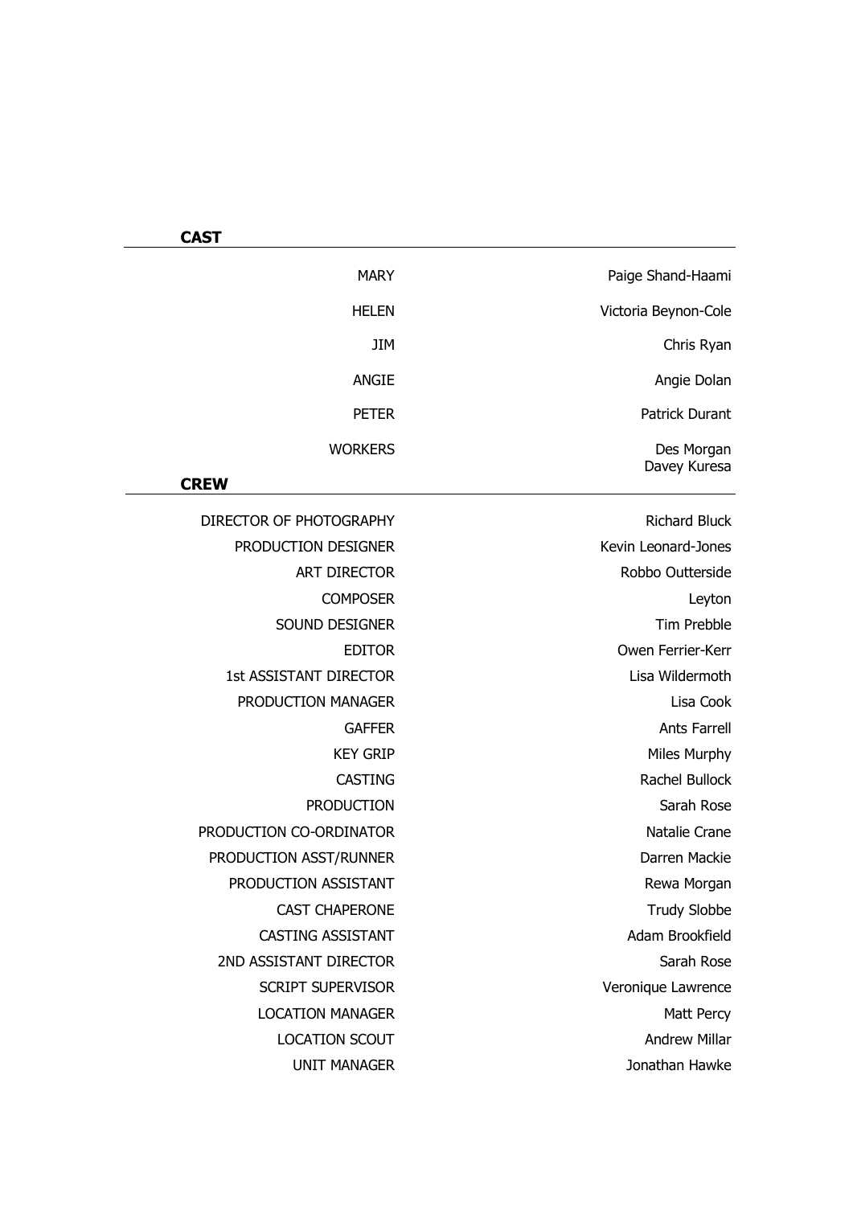## CAST

| | |
|---|---|
| MARY | Paige Shand-Haami |
| HELEN | Victoria Beynon-Cole |
| JIM | Chris Ryan |
| ANGIE | Angie Dolan |
| PETER | Patrick Durant |
| WORKERS | Des Morgan<br>Davey Kuresa |

## CREW

| | |
|---|---|
| DIRECTOR OF PHOTOGRAPHY | Richard Bluck |
| PRODUCTION DESIGNER | Kevin Leonard-Jones |
| ART DIRECTOR | Robbo Outterside |
| COMPOSER | Leyton |
| SOUND DESIGNER | Tim Prebble |
| EDITOR | Owen Ferrier-Kerr |
| 1st ASSISTANT DIRECTOR | Lisa Wildermoth |
| PRODUCTION MANAGER | Lisa Cook |
| GAFFER | Ants Farrell |
| KEY GRIP | Miles Murphy |
| CASTING | Rachel Bullock |
| PRODUCTION | Sarah Rose |
| PRODUCTION CO-ORDINATOR | Natalie Crane |
| PRODUCTION ASST/RUNNER | Darren Mackie |
| PRODUCTION ASSISTANT | Rewa Morgan |
| CAST CHAPERONE | Trudy Slobbe |
| CASTING ASSISTANT | Adam Brookfield |
| 2ND ASSISTANT DIRECTOR | Sarah Rose |
| SCRIPT SUPERVISOR | Veronique Lawrence |
| LOCATION MANAGER | Matt Percy |
| LOCATION SCOUT | Andrew Millar |
| UNIT MANAGER | Jonathan Hawke |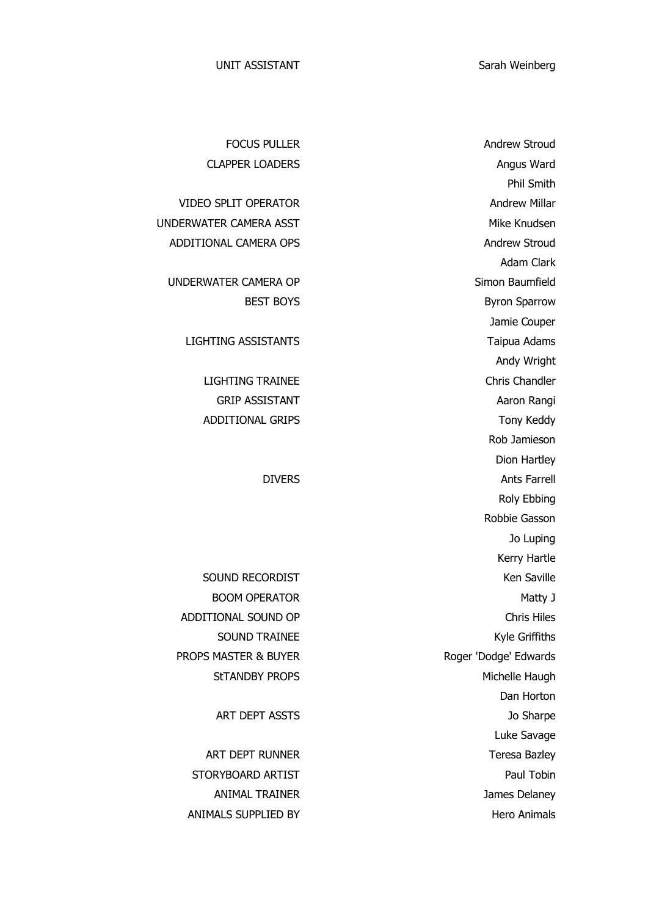| | |
|---|---|
| UNIT ASSISTANT | Sarah Weinberg |
| | |
| FOCUS PULLER | Andrew Stroud |
| CLAPPER LOADERS | Angus Ward |
| | Phil Smith |
| VIDEO SPLIT OPERATOR | Andrew Millar |
| UNDERWATER CAMERA ASST | Mike Knudsen |
| ADDITIONAL CAMERA OPS | Andrew Stroud |
| | Adam Clark |
| UNDERWATER CAMERA OP | Simon Baumfield |
| BEST BOYS | Byron Sparrow |
| | Jamie Couper |
| LIGHTING ASSISTANTS | Taipua Adams |
| | Andy Wright |
| LIGHTING TRAINEE | Chris Chandler |
| GRIP ASSISTANT | Aaron Rangi |
| ADDITIONAL GRIPS | Tony Keddy |
| | Rob Jamieson |
| | Dion Hartley |
| DIVERS | Ants Farrell |
| | Roly Ebbing |
| | Robbie Gasson |
| | Jo Luping |
| | Kerry Hartle |
| SOUND RECORDIST | Ken Saville |
| BOOM OPERATOR | Matty J |
| ADDITIONAL SOUND OP | Chris Hiles |
| SOUND TRAINEE | Kyle Griffiths |
| PROPS MASTER & BUYER | Roger 'Dodge' Edwards |
| StTANDBY PROPS | Michelle Haugh |
| | Dan Horton |
| ART DEPT ASSTS | Jo Sharpe |
| | Luke Savage |
| ART DEPT RUNNER | Teresa Bazley |
| STORYBOARD ARTIST | Paul Tobin |
| ANIMAL TRAINER | James Delaney |
| ANIMALS SUPPLIED BY | Hero Animals |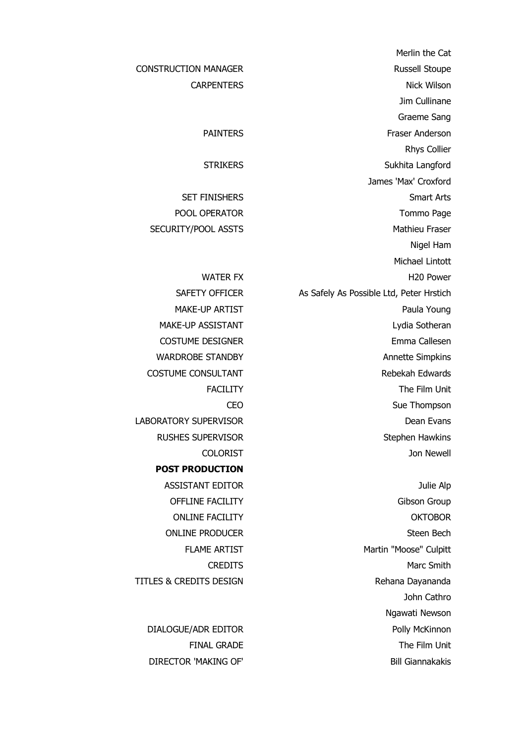| | |
|---|---|
| | Merlin the Cat |
| CONSTRUCTION MANAGER | Russell Stoupe |
| CARPENTERS | Nick Wilson |
| | Jim Cullinane |
| | Graeme Sang |
| PAINTERS | Fraser Anderson |
| | Rhys Collier |
| STRIKERS | Sukhita Langford |
| | James 'Max' Croxford |
| SET FINISHERS | Smart Arts |
| POOL OPERATOR | Tommo Page |
| SECURITY/POOL ASSTS | Mathieu Fraser |
| | Nigel Ham |
| | Michael Lintott |
| WATER FX | H20 Power |
| SAFETY OFFICER | As Safely As Possible Ltd, Peter Hrstich |
| MAKE-UP ARTIST | Paula Young |
| MAKE-UP ASSISTANT | Lydia Sotheran |
| COSTUME DESIGNER | Emma Callesen |
| WARDROBE STANDBY | Annette Simpkins |
| COSTUME CONSULTANT | Rebekah Edwards |
| FACILITY | The Film Unit |
| CEO | Sue Thompson |
| LABORATORY SUPERVISOR | Dean Evans |
| RUSHES SUPERVISOR | Stephen Hawkins |
| COLORIST | Jon Newell |
| **POST PRODUCTION** | |
| ASSISTANT EDITOR | Julie Alp |
| OFFLINE FACILITY | Gibson Group |
| ONLINE FACILITY | OKTOBOR |
| ONLINE PRODUCER | Steen Bech |
| FLAME ARTIST | Martin "Moose" Culpitt |
| CREDITS | Marc Smith |
| TITLES & CREDITS DESIGN | Rehana Dayananda |
| | John Cathro |
| | Ngawati Newson |
| DIALOGUE/ADR EDITOR | Polly McKinnon |
| FINAL GRADE | The Film Unit |
| DIRECTOR 'MAKING OF' | Bill Giannakakis |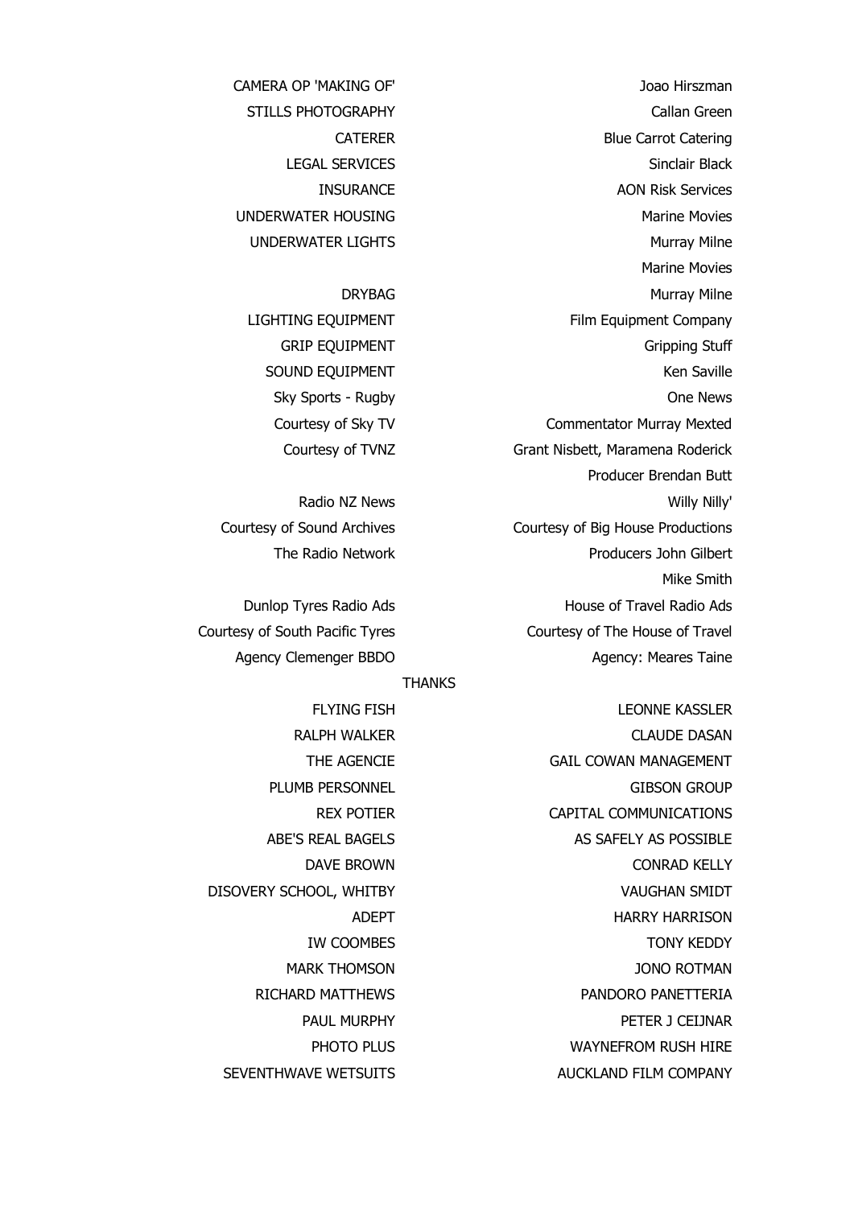CAMERA OP 'MAKING OF' Joao Hirszman
STILLS PHOTOGRAPHY Callan Green
CATERER Blue Carrot Catering
LEGAL SERVICES Sinclair Black
INSURANCE AON Risk Services
UNDERWATER HOUSING Marine Movies
UNDERWATER LIGHTS Murray Milne
Marine Movies

DRYBAG Murray Milne
LIGHTING EQUIPMENT Film Equipment Company
GRIP EQUIPMENT Gripping Stuff
SOUND EQUIPMENT Ken Saville

Sky Sports - Rugby
Courtesy of Sky TV

One News
Commentator Murray Mexted
Courtesy of TVNZ
Grant Nisbett, Maramena Roderick
Producer Brendan Butt

Radio NZ News
Courtesy of Sound Archives
The Radio Network

Willy Nilly'
Courtesy of Big House Productions
Producers John Gilbert
Mike Smith

Dunlop Tyres Radio Ads
Courtesy of South Pacific Tyres
Agency Clemenger BBDO

House of Travel Radio Ads
Courtesy of The House of Travel
Agency: Meares Taine

THANKS

FLYING FISH
LEONNE KASSLER
RALPH WALKER
CLAUDE DASAN
THE AGENCIE
GAIL COWAN MANAGEMENT
PLUMB PERSONNEL
GIBSON GROUP
REX POTIER
CAPITAL COMMUNICATIONS
ABE'S REAL BAGELS
AS SAFELY AS POSSIBLE
DAVE BROWN
CONRAD KELLY
DISOVERY SCHOOL, WHITBY
VAUGHAN SMIDT
ADEPT
HARRY HARRISON
IW COOMBES
TONY KEDDY
MARK THOMSON
JONO ROTMAN
RICHARD MATTHEWS
PANDORO PANETTERIA
PAUL MURPHY
PETER J CEIJNAR
PHOTO PLUS
WAYNEFROM RUSH HIRE
SEVENTHWAVE WETSUITS
AUCKLAND FILM COMPANY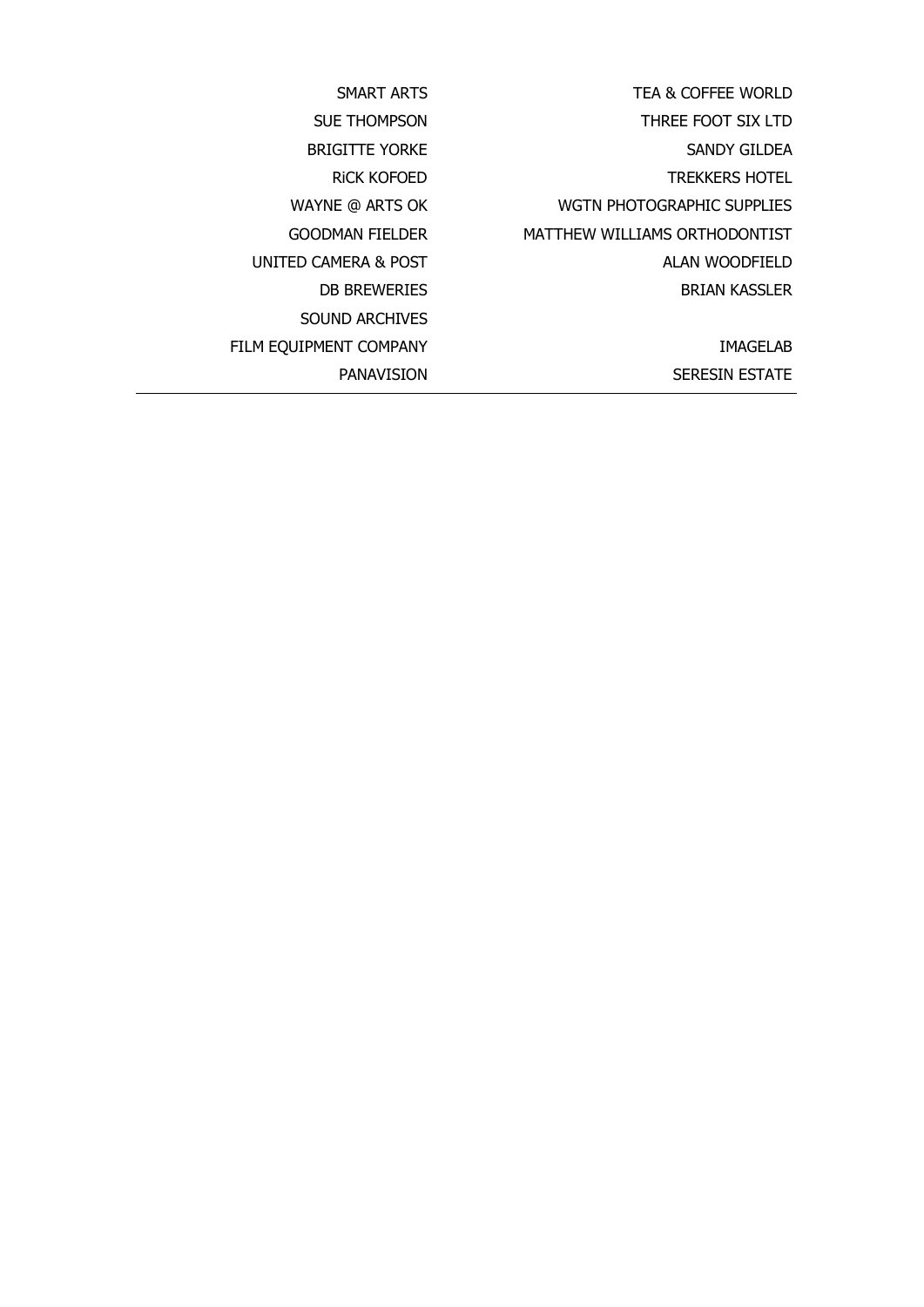| | |
|---|---|
| SMART ARTS | TEA & COFFEE WORLD |
| SUE THOMPSON | THREE FOOT SIX LTD |
| BRIGITTE YORKE | SANDY GILDEA |
| RiCK KOFOED | TREKKERS HOTEL |
| WAYNE @ ARTS OK | WGTN PHOTOGRAPHIC SUPPLIES |
| GOODMAN FIELDER | MATTHEW WILLIAMS ORTHODONTIST |
| UNITED CAMERA & POST | ALAN WOODFIELD |
| DB BREWERIES | BRIAN KASSLER |
| SOUND ARCHIVES | |
| FILM EQUIPMENT COMPANY | IMAGELAB |
| PANAVISION | SERESIN ESTATE |